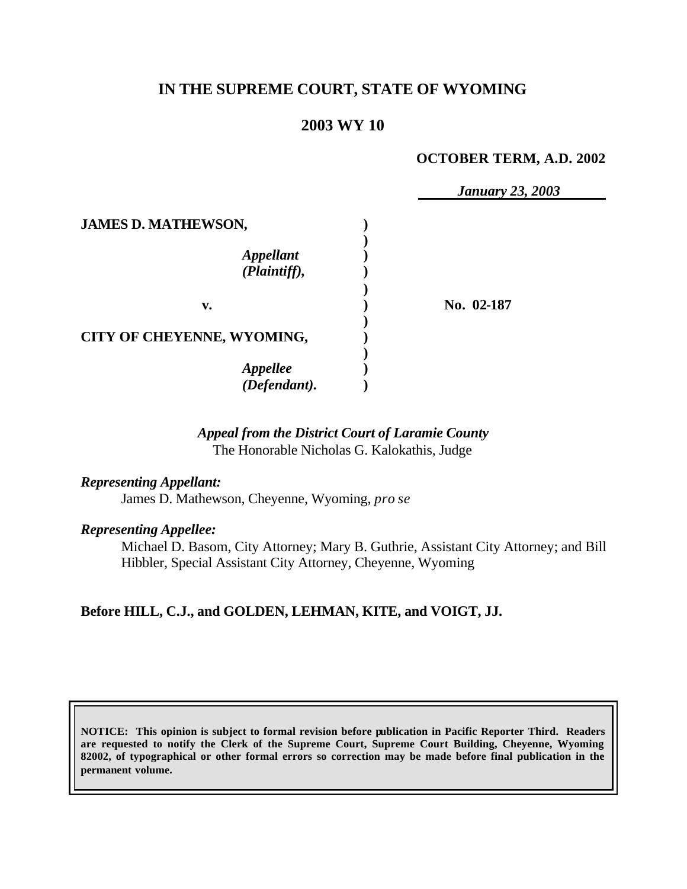# IN THE SUPREME COURT, STATE OF WYOMING

## 2003 WY 10

**OCTOBER TERM, A.D. 2002**

*January 23, 2003*

| | | |
|---|---|---|
| **JAMES D. MATHEWSON,** | ) | |
| | ) | |
| *Appellant* | ) | |
| *(Plaintiff),* | ) | |
| | ) | |
| **v.** | ) | **No. 02-187** |
| | ) | |
| **CITY OF CHEYENNE, WYOMING,** | ) | |
| | ) | |
| *Appellee* | ) | |
| *(Defendant).* | ) | |

*Appeal from the District Court of Laramie County*
The Honorable Nicholas G. Kalokathis, Judge

*Representing Appellant:*
James D. Mathewson, Cheyenne, Wyoming, *pro se*

*Representing Appellee:*
Michael D. Basom, City Attorney; Mary B. Guthrie, Assistant City Attorney; and Bill Hibbler, Special Assistant City Attorney, Cheyenne, Wyoming

**Before HILL, C.J., and GOLDEN, LEHMAN, KITE, and VOIGT, JJ.**

**NOTICE: This opinion is subject to formal revision before publication in Pacific Reporter Third. Readers are requested to notify the Clerk of the Supreme Court, Supreme Court Building, Cheyenne, Wyoming 82002, of typographical or other formal errors so correction may be made before final publication in the permanent volume.**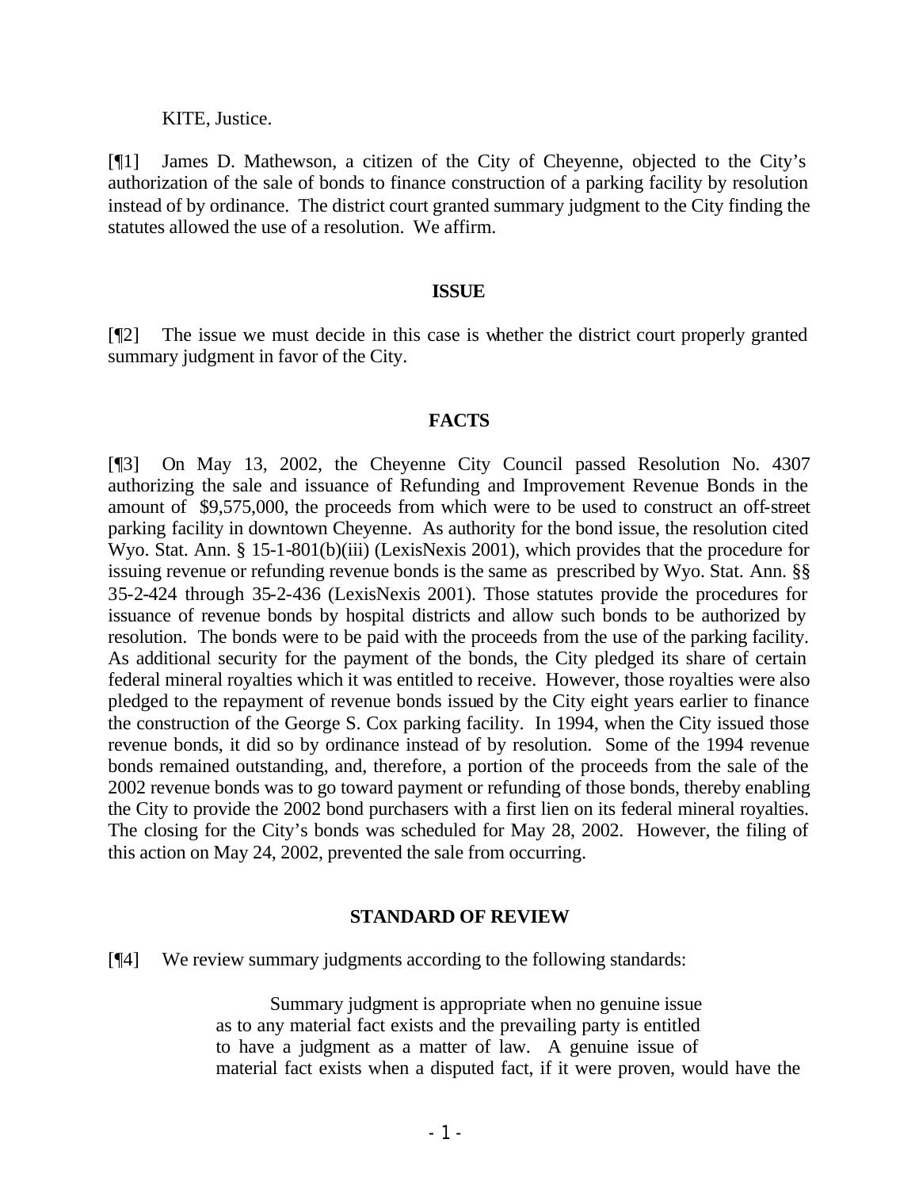KITE, Justice.

[¶1] James D. Mathewson, a citizen of the City of Cheyenne, objected to the City's authorization of the sale of bonds to finance construction of a parking facility by resolution instead of by ordinance. The district court granted summary judgment to the City finding the statutes allowed the use of a resolution. We affirm.

## ISSUE

[¶2] The issue we must decide in this case is whether the district court properly granted summary judgment in favor of the City.

## FACTS

[¶3] On May 13, 2002, the Cheyenne City Council passed Resolution No. 4307 authorizing the sale and issuance of Refunding and Improvement Revenue Bonds in the amount of $9,575,000, the proceeds from which were to be used to construct an off-street parking facility in downtown Cheyenne. As authority for the bond issue, the resolution cited Wyo. Stat. Ann. § 15-1-801(b)(iii) (LexisNexis 2001), which provides that the procedure for issuing revenue or refunding revenue bonds is the same as prescribed by Wyo. Stat. Ann. §§ 35-2-424 through 35-2-436 (LexisNexis 2001). Those statutes provide the procedures for issuance of revenue bonds by hospital districts and allow such bonds to be authorized by resolution. The bonds were to be paid with the proceeds from the use of the parking facility. As additional security for the payment of the bonds, the City pledged its share of certain federal mineral royalties which it was entitled to receive. However, those royalties were also pledged to the repayment of revenue bonds issued by the City eight years earlier to finance the construction of the George S. Cox parking facility. In 1994, when the City issued those revenue bonds, it did so by ordinance instead of by resolution. Some of the 1994 revenue bonds remained outstanding, and, therefore, a portion of the proceeds from the sale of the 2002 revenue bonds was to go toward payment or refunding of those bonds, thereby enabling the City to provide the 2002 bond purchasers with a first lien on its federal mineral royalties. The closing for the City's bonds was scheduled for May 28, 2002. However, the filing of this action on May 24, 2002, prevented the sale from occurring.

## STANDARD OF REVIEW

[¶4] We review summary judgments according to the following standards:

> Summary judgment is appropriate when no genuine issue as to any material fact exists and the prevailing party is entitled to have a judgment as a matter of law. A genuine issue of material fact exists when a disputed fact, if it were proven, would have the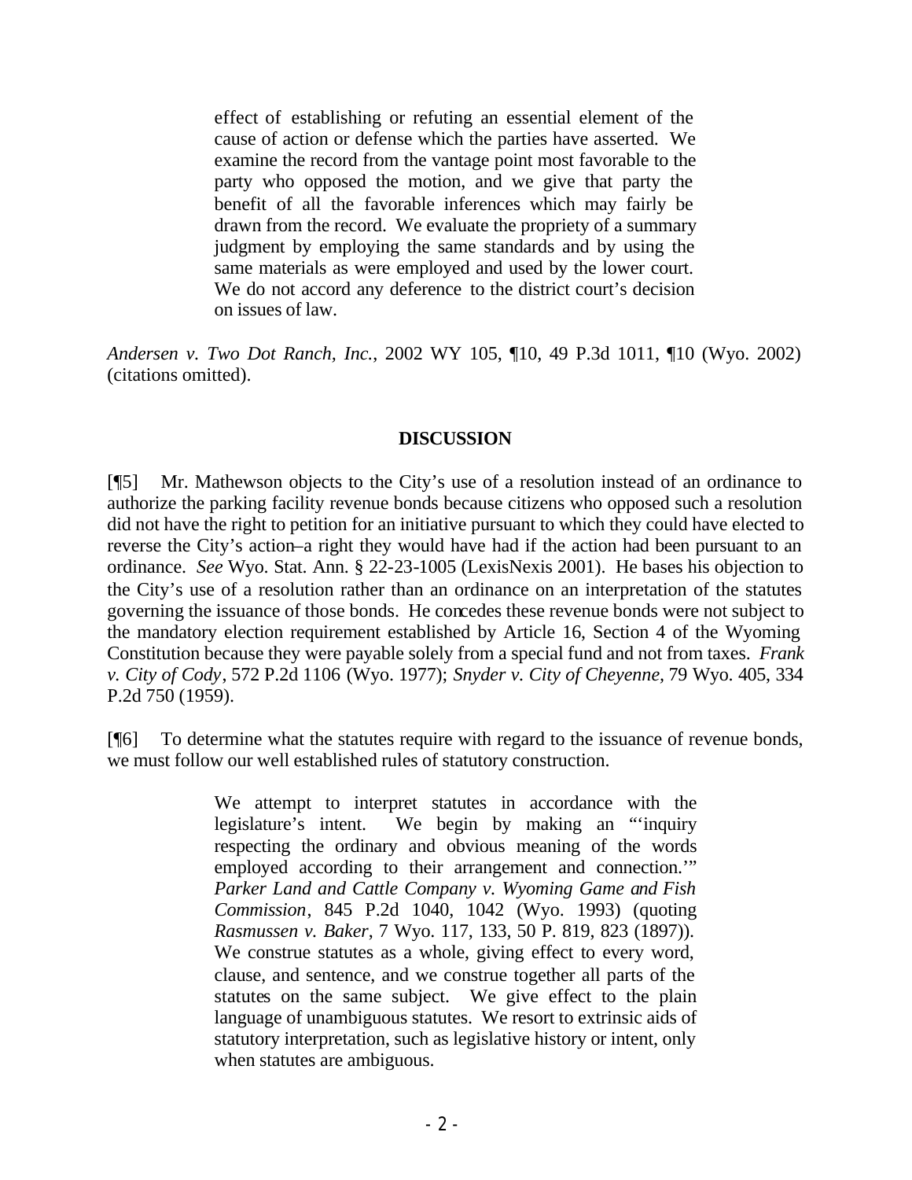> effect of establishing or refuting an essential element of the cause of action or defense which the parties have asserted. We examine the record from the vantage point most favorable to the party who opposed the motion, and we give that party the benefit of all the favorable inferences which may fairly be drawn from the record. We evaluate the propriety of a summary judgment by employing the same standards and by using the same materials as were employed and used by the lower court. We do not accord any deference to the district court's decision on issues of law.

*Andersen v. Two Dot Ranch, Inc.*, 2002 WY 105, ¶10, 49 P.3d 1011, ¶10 (Wyo. 2002) (citations omitted).

## DISCUSSION

[¶5] Mr. Mathewson objects to the City's use of a resolution instead of an ordinance to authorize the parking facility revenue bonds because citizens who opposed such a resolution did not have the right to petition for an initiative pursuant to which they could have elected to reverse the City's action–a right they would have had if the action had been pursuant to an ordinance. *See* Wyo. Stat. Ann. § 22-23-1005 (LexisNexis 2001). He bases his objection to the City's use of a resolution rather than an ordinance on an interpretation of the statutes governing the issuance of those bonds. He concedes these revenue bonds were not subject to the mandatory election requirement established by Article 16, Section 4 of the Wyoming Constitution because they were payable solely from a special fund and not from taxes. *Frank v. City of Cody*, 572 P.2d 1106 (Wyo. 1977); *Snyder v. City of Cheyenne*, 79 Wyo. 405, 334 P.2d 750 (1959).

[¶6] To determine what the statutes require with regard to the issuance of revenue bonds, we must follow our well established rules of statutory construction.

> We attempt to interpret statutes in accordance with the legislature's intent. We begin by making an "'inquiry respecting the ordinary and obvious meaning of the words employed according to their arrangement and connection.'" *Parker Land and Cattle Company v. Wyoming Game and Fish Commission*, 845 P.2d 1040, 1042 (Wyo. 1993) (quoting *Rasmussen v. Baker*, 7 Wyo. 117, 133, 50 P. 819, 823 (1897)). We construe statutes as a whole, giving effect to every word, clause, and sentence, and we construe together all parts of the statutes on the same subject. We give effect to the plain language of unambiguous statutes. We resort to extrinsic aids of statutory interpretation, such as legislative history or intent, only when statutes are ambiguous.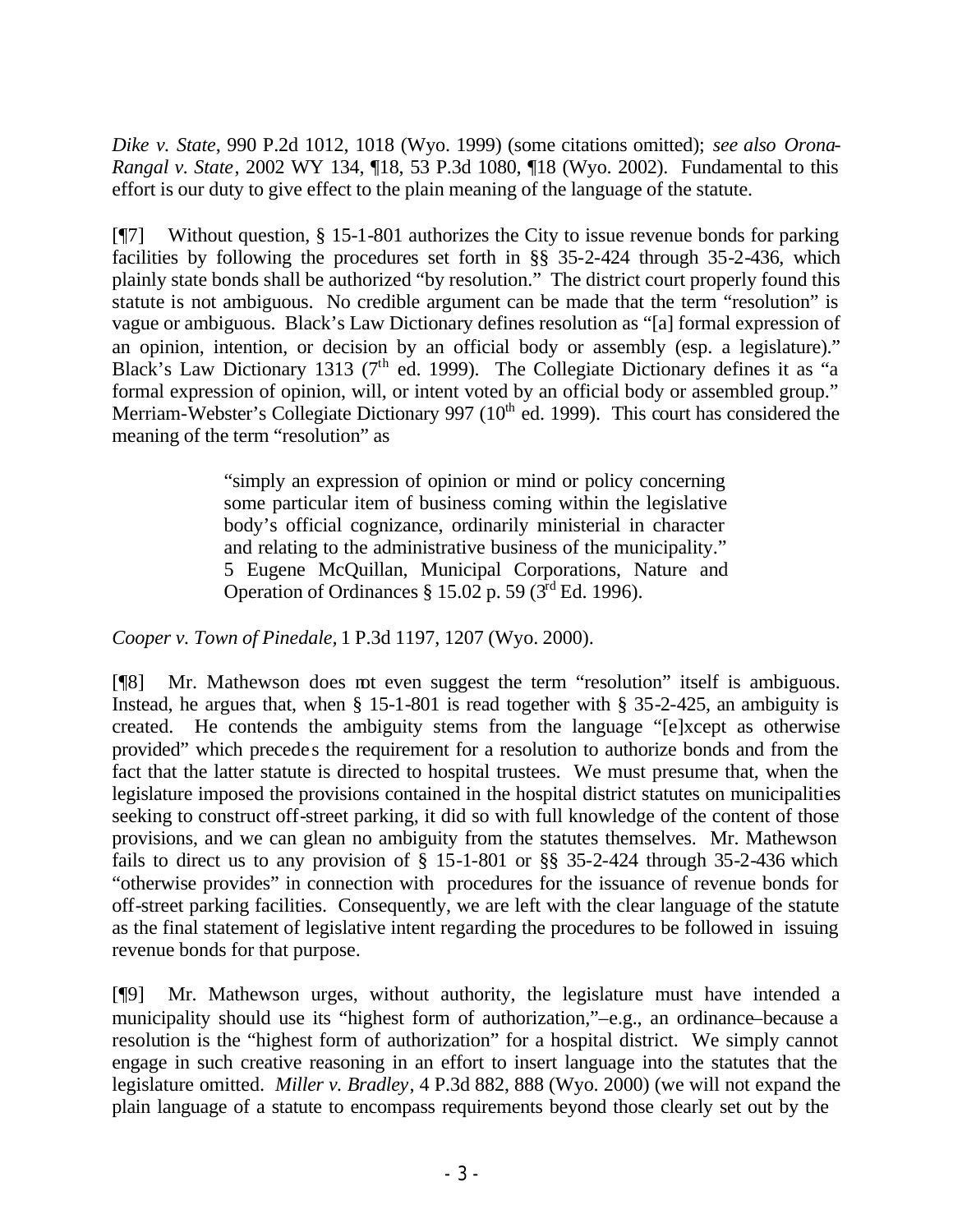*Dike v. State*, 990 P.2d 1012, 1018 (Wyo. 1999) (some citations omitted); *see also Orona-Rangal v. State*, 2002 WY 134, ¶18, 53 P.3d 1080, ¶18 (Wyo. 2002). Fundamental to this effort is our duty to give effect to the plain meaning of the language of the statute.

[¶7] Without question, § 15-1-801 authorizes the City to issue revenue bonds for parking facilities by following the procedures set forth in §§ 35-2-424 through 35-2-436, which plainly state bonds shall be authorized "by resolution." The district court properly found this statute is not ambiguous. No credible argument can be made that the term "resolution" is vague or ambiguous. Black's Law Dictionary defines resolution as "[a] formal expression of an opinion, intention, or decision by an official body or assembly (esp. a legislature)." Black's Law Dictionary 1313 (7th ed. 1999). The Collegiate Dictionary defines it as "a formal expression of opinion, will, or intent voted by an official body or assembled group." Merriam-Webster's Collegiate Dictionary 997 (10th ed. 1999). This court has considered the meaning of the term "resolution" as

> "simply an expression of opinion or mind or policy concerning some particular item of business coming within the legislative body's official cognizance, ordinarily ministerial in character and relating to the administrative business of the municipality." 5 Eugene McQuillan, Municipal Corporations, Nature and Operation of Ordinances § 15.02 p. 59 (3rd Ed. 1996).

*Cooper v. Town of Pinedale*, 1 P.3d 1197, 1207 (Wyo. 2000).

[¶8] Mr. Mathewson does not even suggest the term "resolution" itself is ambiguous. Instead, he argues that, when § 15-1-801 is read together with § 35-2-425, an ambiguity is created. He contends the ambiguity stems from the language "[e]xcept as otherwise provided" which precedes the requirement for a resolution to authorize bonds and from the fact that the latter statute is directed to hospital trustees. We must presume that, when the legislature imposed the provisions contained in the hospital district statutes on municipalities seeking to construct off-street parking, it did so with full knowledge of the content of those provisions, and we can glean no ambiguity from the statutes themselves. Mr. Mathewson fails to direct us to any provision of § 15-1-801 or §§ 35-2-424 through 35-2-436 which "otherwise provides" in connection with procedures for the issuance of revenue bonds for off-street parking facilities. Consequently, we are left with the clear language of the statute as the final statement of legislative intent regarding the procedures to be followed in issuing revenue bonds for that purpose.

[¶9] Mr. Mathewson urges, without authority, the legislature must have intended a municipality should use its "highest form of authorization,"–e.g., an ordinance–because a resolution is the "highest form of authorization" for a hospital district. We simply cannot engage in such creative reasoning in an effort to insert language into the statutes that the legislature omitted. *Miller v. Bradley*, 4 P.3d 882, 888 (Wyo. 2000) (we will not expand the plain language of a statute to encompass requirements beyond those clearly set out by the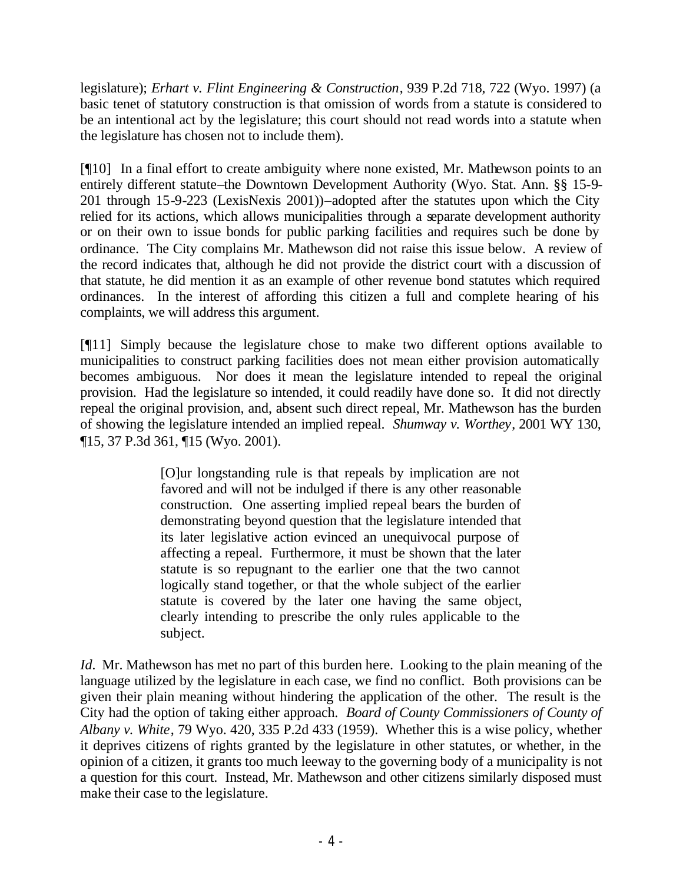legislature); *Erhart v. Flint Engineering & Construction*, 939 P.2d 718, 722 (Wyo. 1997) (a basic tenet of statutory construction is that omission of words from a statute is considered to be an intentional act by the legislature; this court should not read words into a statute when the legislature has chosen not to include them).

[¶10] In a final effort to create ambiguity where none existed, Mr. Mathewson points to an entirely different statute–the Downtown Development Authority (Wyo. Stat. Ann. §§ 15-9-201 through 15-9-223 (LexisNexis 2001))–adopted after the statutes upon which the City relied for its actions, which allows municipalities through a separate development authority or on their own to issue bonds for public parking facilities and requires such be done by ordinance. The City complains Mr. Mathewson did not raise this issue below. A review of the record indicates that, although he did not provide the district court with a discussion of that statute, he did mention it as an example of other revenue bond statutes which required ordinances. In the interest of affording this citizen a full and complete hearing of his complaints, we will address this argument.

[¶11] Simply because the legislature chose to make two different options available to municipalities to construct parking facilities does not mean either provision automatically becomes ambiguous. Nor does it mean the legislature intended to repeal the original provision. Had the legislature so intended, it could readily have done so. It did not directly repeal the original provision, and, absent such direct repeal, Mr. Mathewson has the burden of showing the legislature intended an implied repeal. *Shumway v. Worthey*, 2001 WY 130, ¶15, 37 P.3d 361, ¶15 (Wyo. 2001).

> [O]ur longstanding rule is that repeals by implication are not favored and will not be indulged if there is any other reasonable construction. One asserting implied repeal bears the burden of demonstrating beyond question that the legislature intended that its later legislative action evinced an unequivocal purpose of affecting a repeal. Furthermore, it must be shown that the later statute is so repugnant to the earlier one that the two cannot logically stand together, or that the whole subject of the earlier statute is covered by the later one having the same object, clearly intending to prescribe the only rules applicable to the subject.

*Id.* Mr. Mathewson has met no part of this burden here. Looking to the plain meaning of the language utilized by the legislature in each case, we find no conflict. Both provisions can be given their plain meaning without hindering the application of the other. The result is the City had the option of taking either approach. *Board of County Commissioners of County of Albany v. White*, 79 Wyo. 420, 335 P.2d 433 (1959). Whether this is a wise policy, whether it deprives citizens of rights granted by the legislature in other statutes, or whether, in the opinion of a citizen, it grants too much leeway to the governing body of a municipality is not a question for this court. Instead, Mr. Mathewson and other citizens similarly disposed must make their case to the legislature.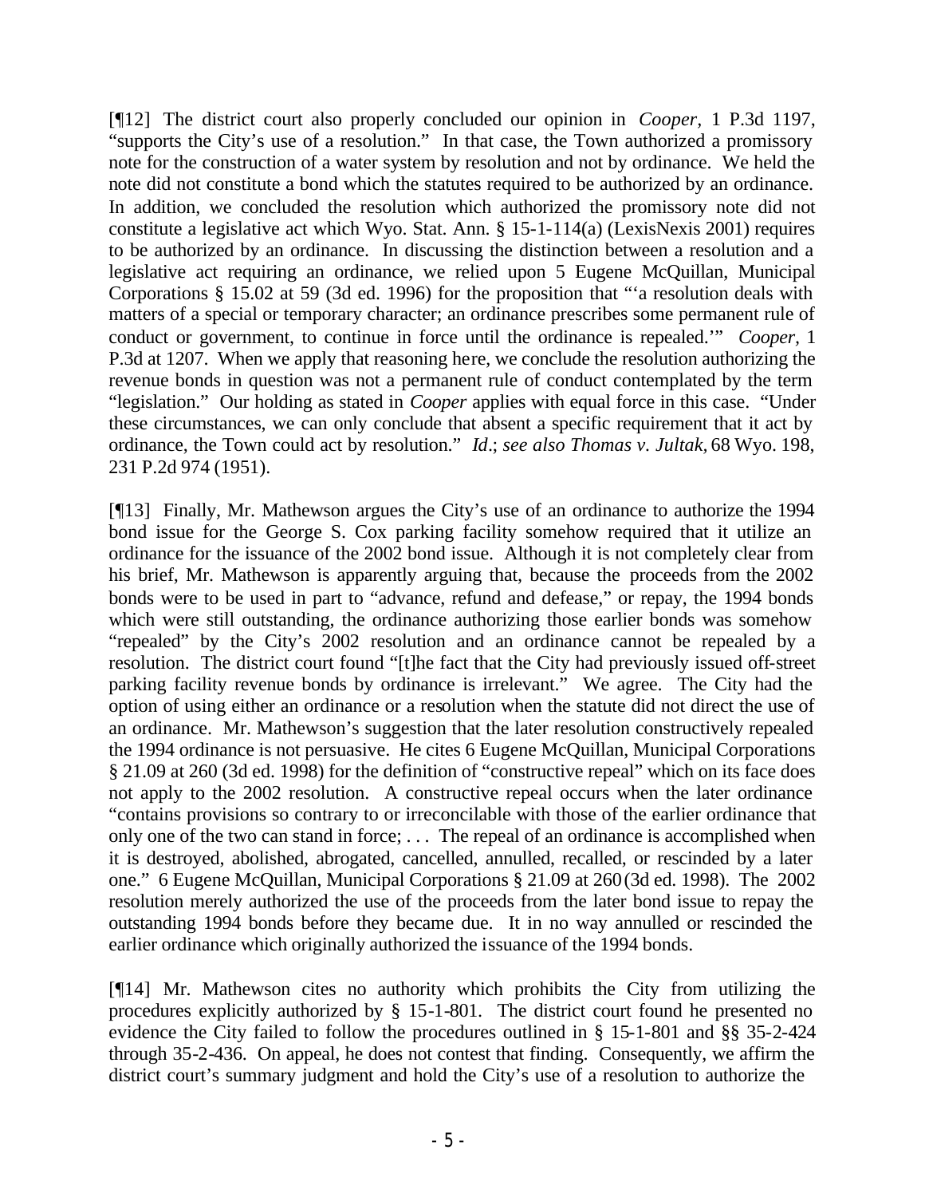[¶12] The district court also properly concluded our opinion in *Cooper*, 1 P.3d 1197, "supports the City's use of a resolution." In that case, the Town authorized a promissory note for the construction of a water system by resolution and not by ordinance. We held the note did not constitute a bond which the statutes required to be authorized by an ordinance. In addition, we concluded the resolution which authorized the promissory note did not constitute a legislative act which Wyo. Stat. Ann. § 15-1-114(a) (LexisNexis 2001) requires to be authorized by an ordinance. In discussing the distinction between a resolution and a legislative act requiring an ordinance, we relied upon 5 Eugene McQuillan, Municipal Corporations § 15.02 at 59 (3d ed. 1996) for the proposition that "'a resolution deals with matters of a special or temporary character; an ordinance prescribes some permanent rule of conduct or government, to continue in force until the ordinance is repealed.'" *Cooper*, 1 P.3d at 1207. When we apply that reasoning here, we conclude the resolution authorizing the revenue bonds in question was not a permanent rule of conduct contemplated by the term "legislation." Our holding as stated in *Cooper* applies with equal force in this case. "Under these circumstances, we can only conclude that absent a specific requirement that it act by ordinance, the Town could act by resolution." *Id*.; *see also Thomas v. Jultak*, 68 Wyo. 198, 231 P.2d 974 (1951).

[¶13] Finally, Mr. Mathewson argues the City's use of an ordinance to authorize the 1994 bond issue for the George S. Cox parking facility somehow required that it utilize an ordinance for the issuance of the 2002 bond issue. Although it is not completely clear from his brief, Mr. Mathewson is apparently arguing that, because the proceeds from the 2002 bonds were to be used in part to "advance, refund and defease," or repay, the 1994 bonds which were still outstanding, the ordinance authorizing those earlier bonds was somehow "repealed" by the City's 2002 resolution and an ordinance cannot be repealed by a resolution. The district court found "[t]he fact that the City had previously issued off-street parking facility revenue bonds by ordinance is irrelevant." We agree. The City had the option of using either an ordinance or a resolution when the statute did not direct the use of an ordinance. Mr. Mathewson's suggestion that the later resolution constructively repealed the 1994 ordinance is not persuasive. He cites 6 Eugene McQuillan, Municipal Corporations § 21.09 at 260 (3d ed. 1998) for the definition of "constructive repeal" which on its face does not apply to the 2002 resolution. A constructive repeal occurs when the later ordinance "contains provisions so contrary to or irreconcilable with those of the earlier ordinance that only one of the two can stand in force; . . . The repeal of an ordinance is accomplished when it is destroyed, abolished, abrogated, cancelled, annulled, recalled, or rescinded by a later one." 6 Eugene McQuillan, Municipal Corporations § 21.09 at 260 (3d ed. 1998). The 2002 resolution merely authorized the use of the proceeds from the later bond issue to repay the outstanding 1994 bonds before they became due. It in no way annulled or rescinded the earlier ordinance which originally authorized the issuance of the 1994 bonds.

[¶14] Mr. Mathewson cites no authority which prohibits the City from utilizing the procedures explicitly authorized by § 15-1-801. The district court found he presented no evidence the City failed to follow the procedures outlined in § 15-1-801 and §§ 35-2-424 through 35-2-436. On appeal, he does not contest that finding. Consequently, we affirm the district court's summary judgment and hold the City's use of a resolution to authorize the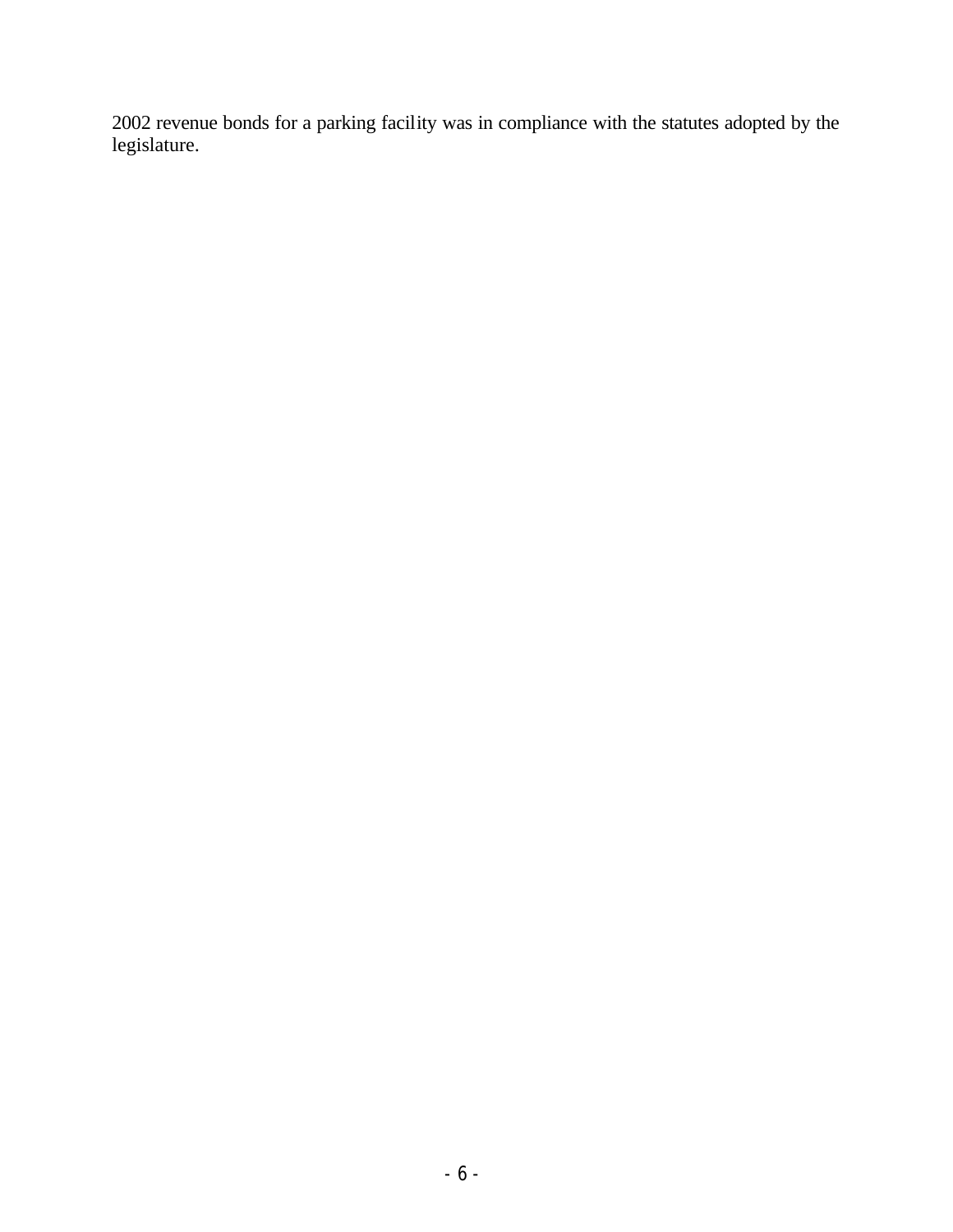2002 revenue bonds for a parking facility was in compliance with the statutes adopted by the legislature.